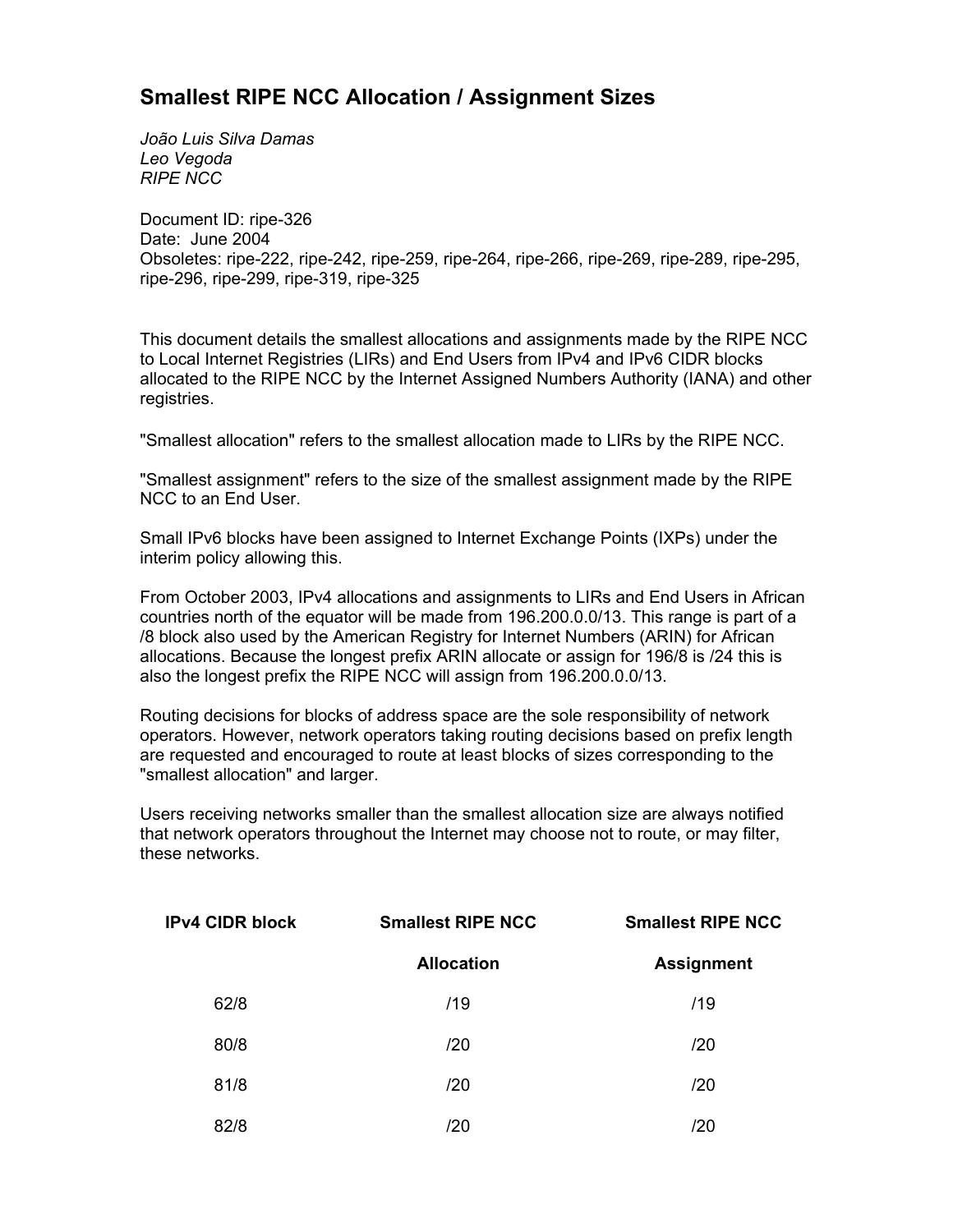# Smallest RIPE NCC Allocation / Assignment Sizes

*João Luis Silva Damas*
*Leo Vegoda*
*RIPE NCC*

Document ID: ripe-326
Date: June 2004
Obsoletes: ripe-222, ripe-242, ripe-259, ripe-264, ripe-266, ripe-269, ripe-289, ripe-295, ripe-296, ripe-299, ripe-319, ripe-325

This document details the smallest allocations and assignments made by the RIPE NCC to Local Internet Registries (LIRs) and End Users from IPv4 and IPv6 CIDR blocks allocated to the RIPE NCC by the Internet Assigned Numbers Authority (IANA) and other registries.

"Smallest allocation" refers to the smallest allocation made to LIRs by the RIPE NCC.

"Smallest assignment" refers to the size of the smallest assignment made by the RIPE NCC to an End User.

Small IPv6 blocks have been assigned to Internet Exchange Points (IXPs) under the interim policy allowing this.

From October 2003, IPv4 allocations and assignments to LIRs and End Users in African countries north of the equator will be made from 196.200.0.0/13. This range is part of a /8 block also used by the American Registry for Internet Numbers (ARIN) for African allocations. Because the longest prefix ARIN allocate or assign for 196/8 is /24 this is also the longest prefix the RIPE NCC will assign from 196.200.0.0/13.

Routing decisions for blocks of address space are the sole responsibility of network operators. However, network operators taking routing decisions based on prefix length are requested and encouraged to route at least blocks of sizes corresponding to the "smallest allocation" and larger.

Users receiving networks smaller than the smallest allocation size are always notified that network operators throughout the Internet may choose not to route, or may filter, these networks.

| IPv4 CIDR block | Smallest RIPE NCC Allocation | Smallest RIPE NCC Assignment |
|---|---|---|
| 62/8 | /19 | /19 |
| 80/8 | /20 | /20 |
| 81/8 | /20 | /20 |
| 82/8 | /20 | /20 |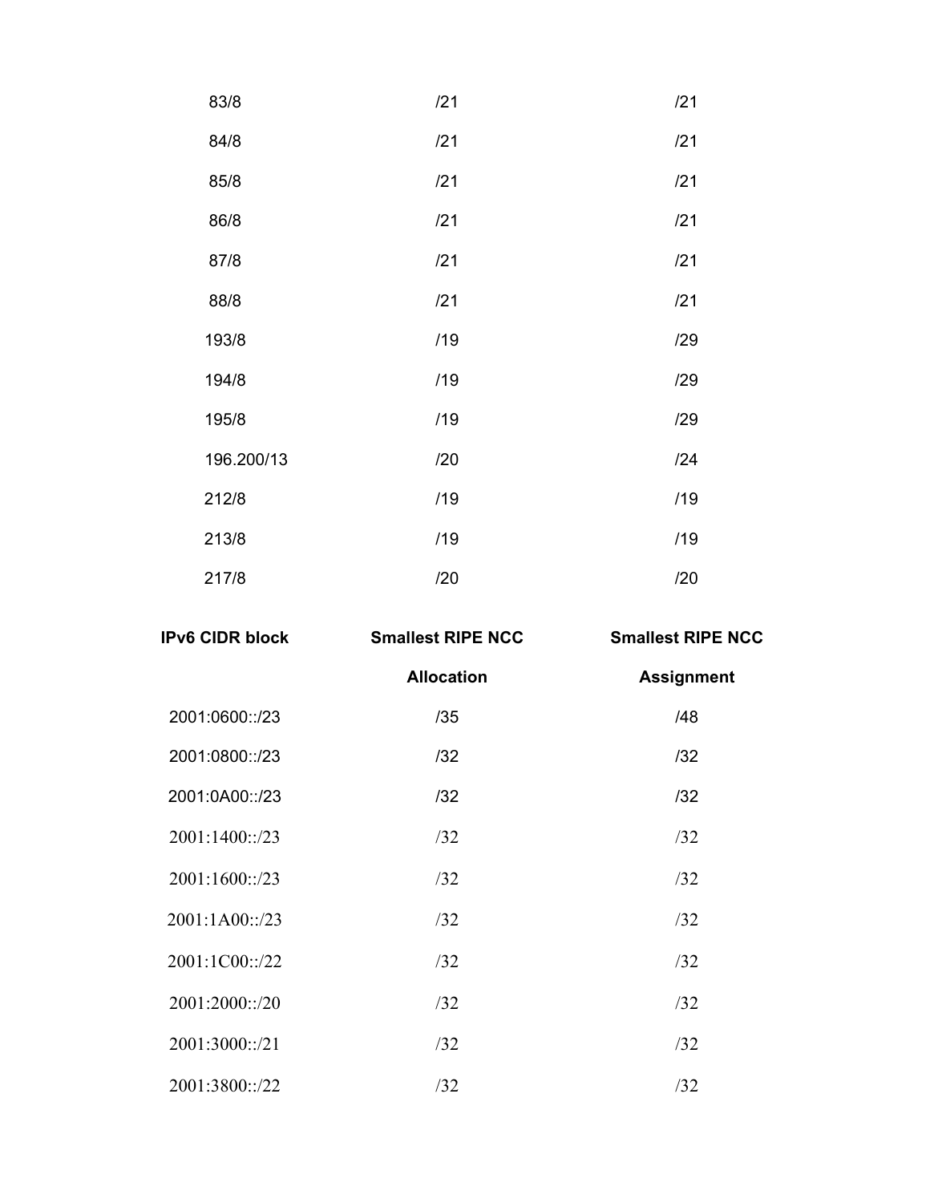| | | |
|---|---|---|
| 83/8 | /21 | /21 |
| 84/8 | /21 | /21 |
| 85/8 | /21 | /21 |
| 86/8 | /21 | /21 |
| 87/8 | /21 | /21 |
| 88/8 | /21 | /21 |
| 193/8 | /19 | /29 |
| 194/8 | /19 | /29 |
| 195/8 | /19 | /29 |
| 196.200/13 | /20 | /24 |
| 212/8 | /19 | /19 |
| 213/8 | /19 | /19 |
| 217/8 | /20 | /20 |

| **IPv6 CIDR block** | **Smallest RIPE NCC Allocation** | **Smallest RIPE NCC Assignment** |
|---|---|---|
| 2001:0600::/23 | /35 | /48 |
| 2001:0800::/23 | /32 | /32 |
| 2001:0A00::/23 | /32 | /32 |
| 2001:1400::/23 | /32 | /32 |
| 2001:1600::/23 | /32 | /32 |
| 2001:1A00::/23 | /32 | /32 |
| 2001:1C00::/22 | /32 | /32 |
| 2001:2000::/20 | /32 | /32 |
| 2001:3000::/21 | /32 | /32 |
| 2001:3800::/22 | /32 | /32 |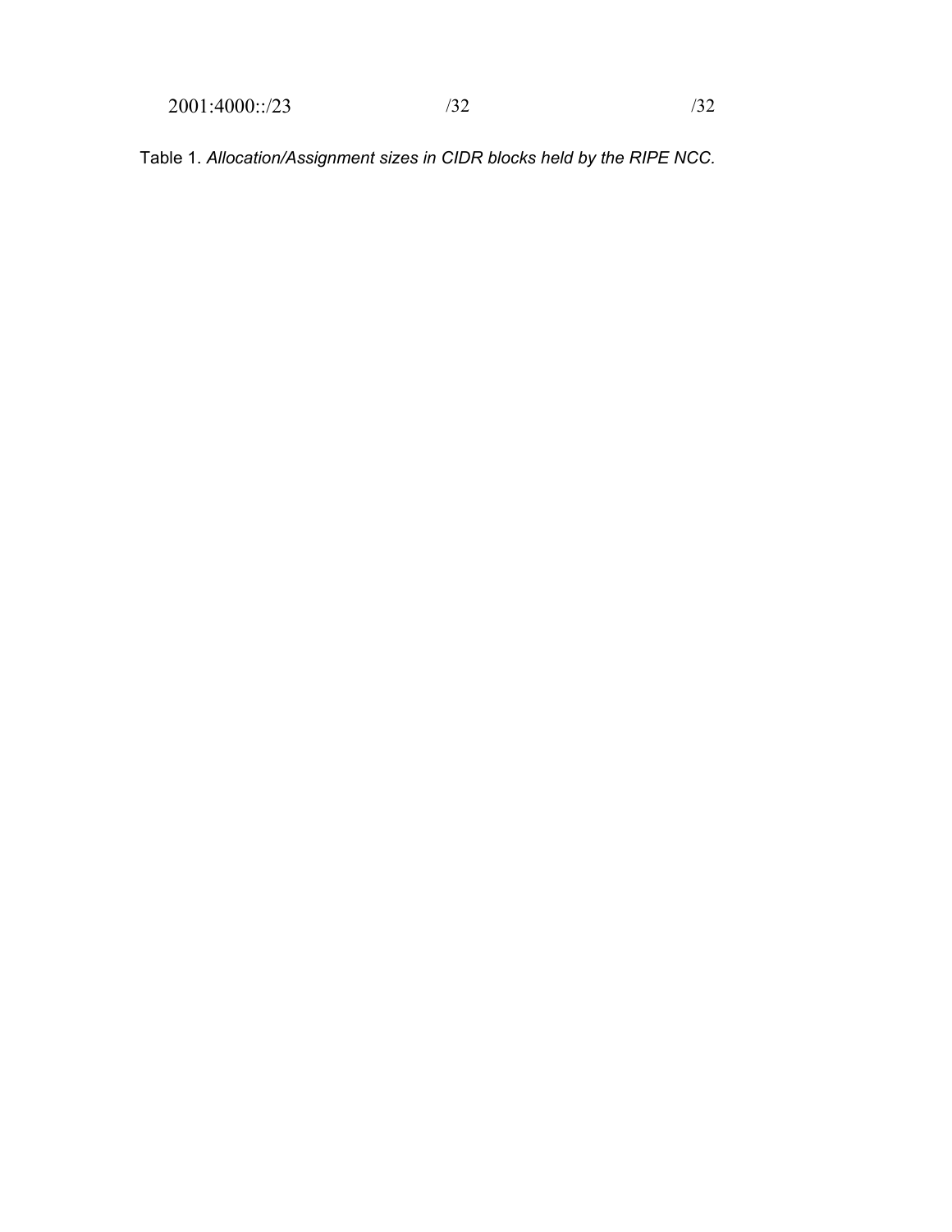| | | |
|---|---|---|
| 2001:4000::/23 | /32 | /32 |

Table 1. *Allocation/Assignment sizes in CIDR blocks held by the RIPE NCC.*